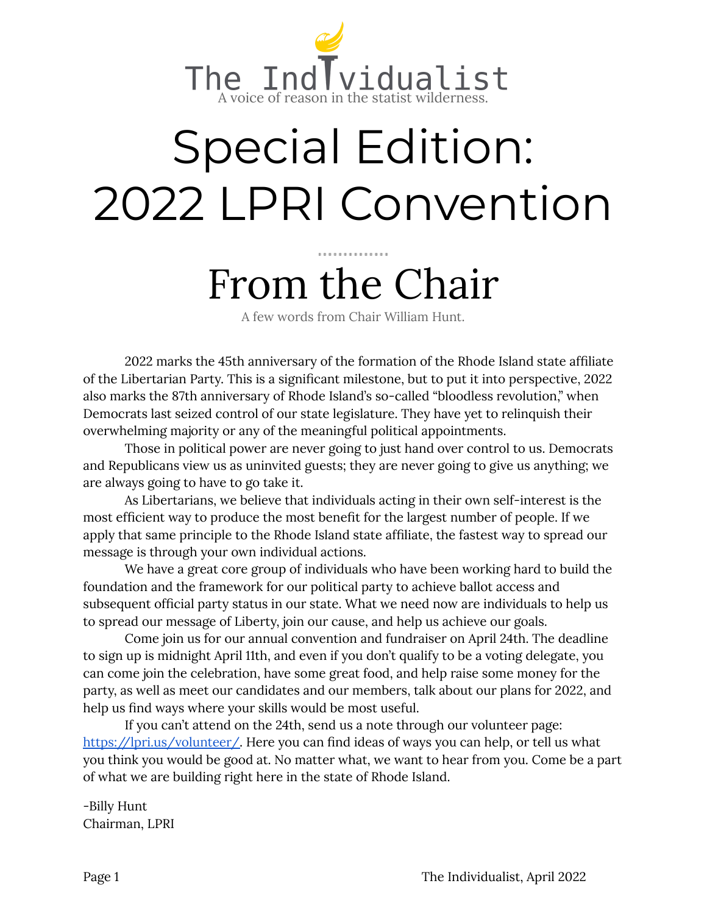# The Individualist

A voice of reason in the statist wilderness.

# Special Edition: 2022 LPRI Convention

## From the Chair

A few words from Chair William Hunt.

2022 marks the 45th anniversary of the formation of the Rhode Island state affiliate of the Libertarian Party. This is a significant milestone, but to put it into perspective, 2022 also marks the 87th anniversary of Rhode Island's so-called "bloodless revolution," when Democrats last seized control of our state legislature. They have yet to relinquish their overwhelming majority or any of the meaningful political appointments.

Those in political power are never going to just hand over control to us. Democrats and Republicans view us as uninvited guests; they are never going to give us anything; we are always going to have to go take it.

As Libertarians, we believe that individuals acting in their own self-interest is the most efficient way to produce the most benefit for the largest number of people. If we apply that same principle to the Rhode Island state affiliate, the fastest way to spread our message is through your own individual actions.

We have a great core group of individuals who have been working hard to build the foundation and the framework for our political party to achieve ballot access and subsequent official party status in our state. What we need now are individuals to help us to spread our message of Liberty, join our cause, and help us achieve our goals.

Come join us for our annual convention and fundraiser on April 24th. The deadline to sign up is midnight April 11th, and even if you don't qualify to be a voting delegate, you can come join the celebration, have some great food, and help raise some money for the party, as well as meet our candidates and our members, talk about our plans for 2022, and help us find ways where your skills would be most useful.

If you can't attend on the 24th, send us a note through our volunteer page: [https://lpri.us/volunteer/](https://lpri.us/volunteer/). Here you can find ideas of ways you can help, or tell us what you think you would be good at. No matter what, we want to hear from you. Come be a part of what we are building right here in the state of Rhode Island.

-Billy Hunt
Chairman, LPRI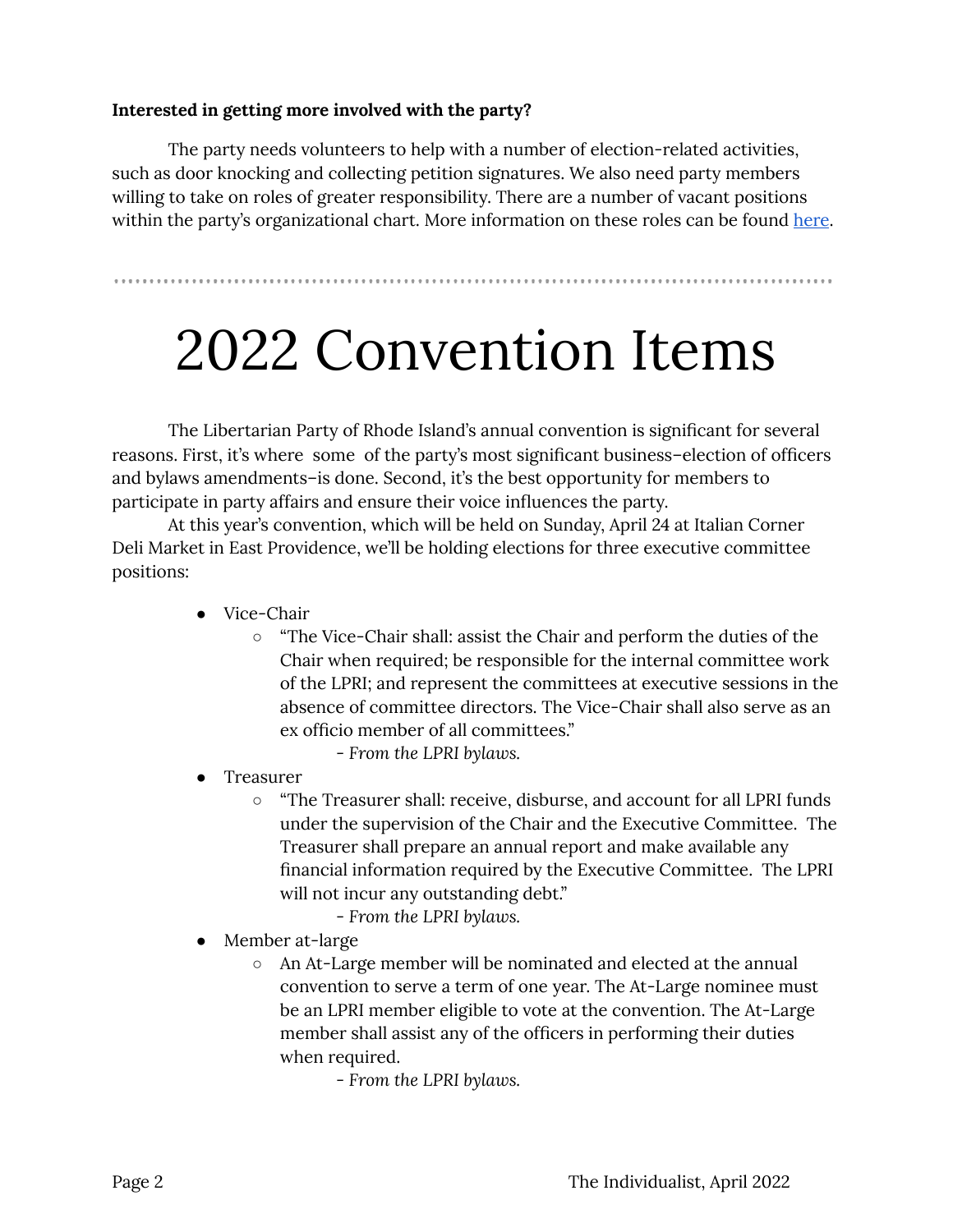**Interested in getting more involved with the party?**

The party needs volunteers to help with a number of election-related activities, such as door knocking and collecting petition signatures. We also need party members willing to take on roles of greater responsibility. There are a number of vacant positions within the party's organizational chart. More information on these roles can be found here.

---

# 2022 Convention Items

The Libertarian Party of Rhode Island's annual convention is significant for several reasons. First, it's where some of the party's most significant business–election of officers and bylaws amendments–is done. Second, it's the best opportunity for members to participate in party affairs and ensure their voice influences the party.

At this year's convention, which will be held on Sunday, April 24 at Italian Corner Deli Market in East Providence, we'll be holding elections for three executive committee positions:

- Vice-Chair
  - "The Vice-Chair shall: assist the Chair and perform the duties of the Chair when required; be responsible for the internal committee work of the LPRI; and represent the committees at executive sessions in the absence of committee directors. The Vice-Chair shall also serve as an ex officio member of all committees."

    *- From the LPRI bylaws.*
- Treasurer
  - "The Treasurer shall: receive, disburse, and account for all LPRI funds under the supervision of the Chair and the Executive Committee. The Treasurer shall prepare an annual report and make available any financial information required by the Executive Committee. The LPRI will not incur any outstanding debt."

    *- From the LPRI bylaws.*
- Member at-large
  - An At-Large member will be nominated and elected at the annual convention to serve a term of one year. The At-Large nominee must be an LPRI member eligible to vote at the convention. The At-Large member shall assist any of the officers in performing their duties when required.

    *- From the LPRI bylaws.*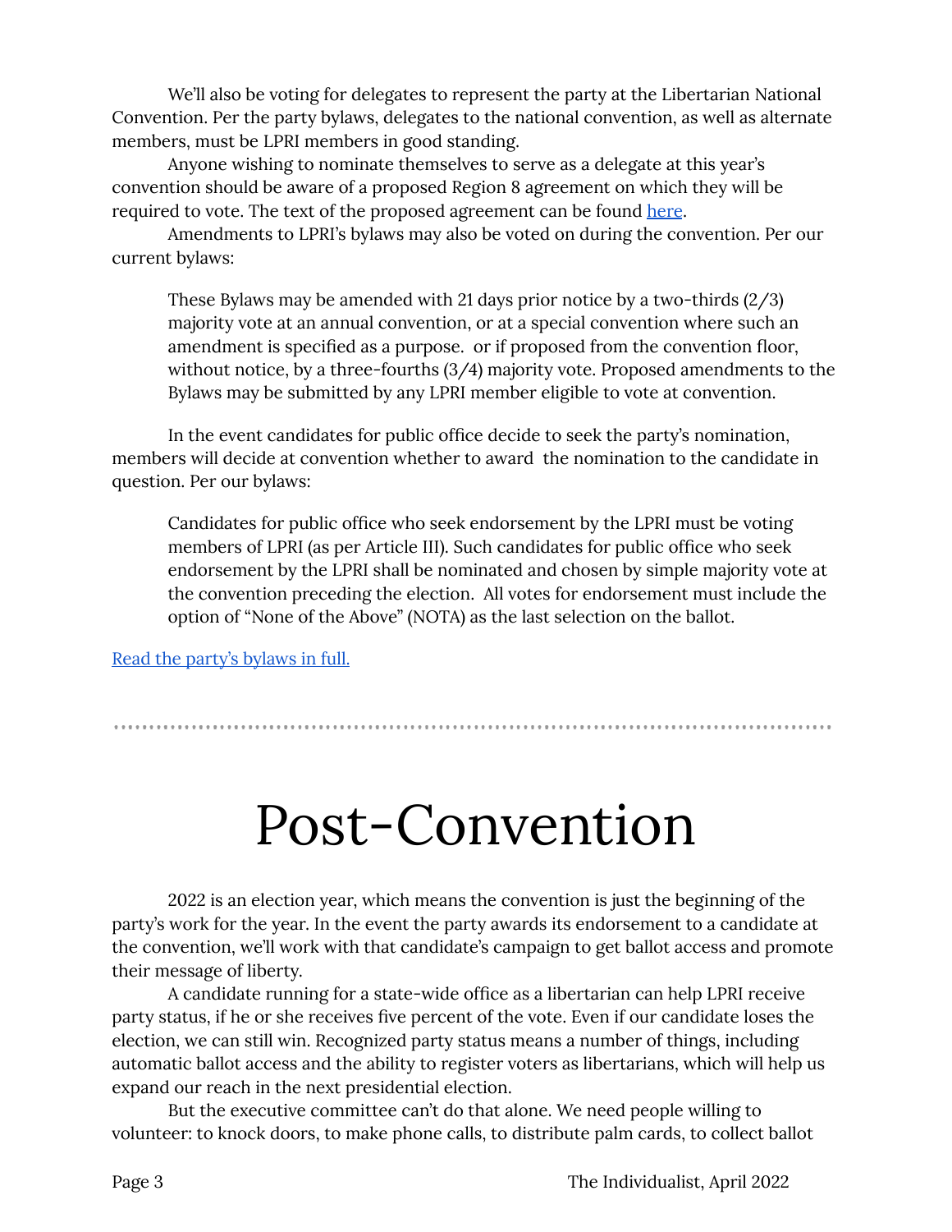We'll also be voting for delegates to represent the party at the Libertarian National Convention. Per the party bylaws, delegates to the national convention, as well as alternate members, must be LPRI members in good standing.

Anyone wishing to nominate themselves to serve as a delegate at this year's convention should be aware of a proposed Region 8 agreement on which they will be required to vote. The text of the proposed agreement can be found [here]().

Amendments to LPRI's bylaws may also be voted on during the convention. Per our current bylaws:

> These Bylaws may be amended with 21 days prior notice by a two-thirds (2/3) majority vote at an annual convention, or at a special convention where such an amendment is specified as a purpose. or if proposed from the convention floor, without notice, by a three-fourths (3/4) majority vote. Proposed amendments to the Bylaws may be submitted by any LPRI member eligible to vote at convention.

In the event candidates for public office decide to seek the party's nomination, members will decide at convention whether to award the nomination to the candidate in question. Per our bylaws:

> Candidates for public office who seek endorsement by the LPRI must be voting members of LPRI (as per Article III). Such candidates for public office who seek endorsement by the LPRI shall be nominated and chosen by simple majority vote at the convention preceding the election. All votes for endorsement must include the option of "None of the Above" (NOTA) as the last selection on the ballot.

[Read the party's bylaws in full.]()

---

# Post-Convention

2022 is an election year, which means the convention is just the beginning of the party's work for the year. In the event the party awards its endorsement to a candidate at the convention, we'll work with that candidate's campaign to get ballot access and promote their message of liberty.

A candidate running for a state-wide office as a libertarian can help LPRI receive party status, if he or she receives five percent of the vote. Even if our candidate loses the election, we can still win. Recognized party status means a number of things, including automatic ballot access and the ability to register voters as libertarians, which will help us expand our reach in the next presidential election.

But the executive committee can't do that alone. We need people willing to volunteer: to knock doors, to make phone calls, to distribute palm cards, to collect ballot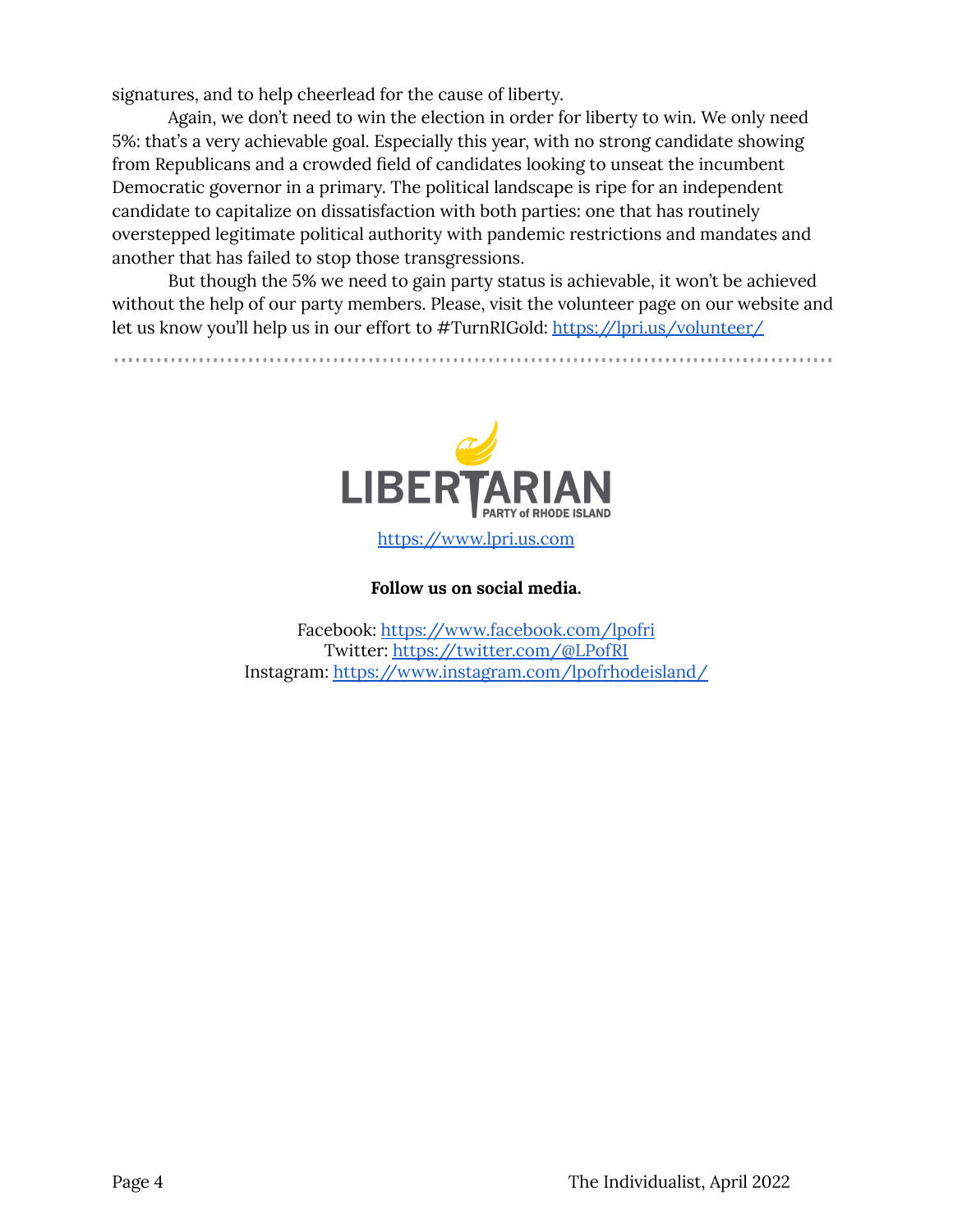signatures, and to help cheerlead for the cause of liberty.

Again, we don't need to win the election in order for liberty to win. We only need 5%: that's a very achievable goal. Especially this year, with no strong candidate showing from Republicans and a crowded field of candidates looking to unseat the incumbent Democratic governor in a primary. The political landscape is ripe for an independent candidate to capitalize on dissatisfaction with both parties: one that has routinely overstepped legitimate political authority with pandemic restrictions and mandates and another that has failed to stop those transgressions.

But though the 5% we need to gain party status is achievable, it won't be achieved without the help of our party members. Please, visit the volunteer page on our website and let us know you'll help us in our effort to #TurnRIGold: https://lpri.us/volunteer/

---

LIBERTARIAN
PARTY of RHODE ISLAND

https://www.lpri.us.com

**Follow us on social media.**

Facebook: https://www.facebook.com/lpofri
Twitter: https://twitter.com/@LPofRI
Instagram: https://www.instagram.com/lpofrhodeisland/